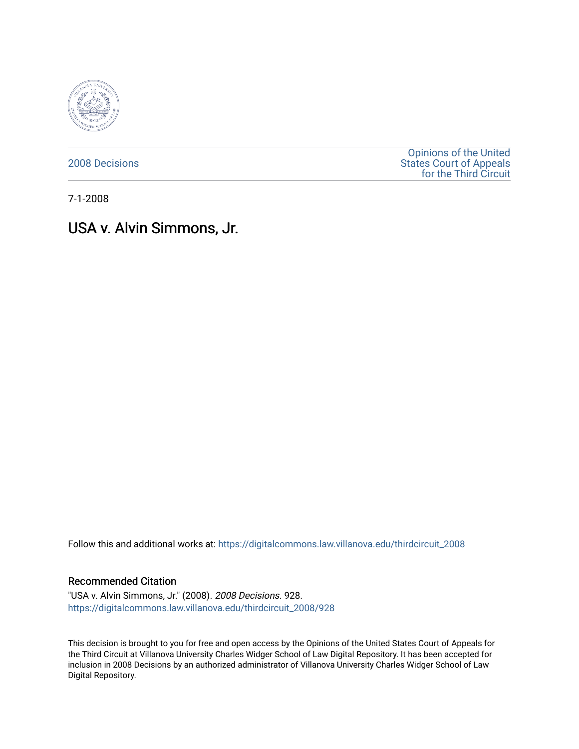2008 Decisions

Opinions of the United States Court of Appeals for the Third Circuit

7-1-2008

# USA v. Alvin Simmons, Jr.

Follow this and additional works at: https://digitalcommons.law.villanova.edu/thirdcircuit_2008

## Recommended Citation

"USA v. Alvin Simmons, Jr." (2008). *2008 Decisions*. 928.
https://digitalcommons.law.villanova.edu/thirdcircuit_2008/928

This decision is brought to you for free and open access by the Opinions of the United States Court of Appeals for the Third Circuit at Villanova University Charles Widger School of Law Digital Repository. It has been accepted for inclusion in 2008 Decisions by an authorized administrator of Villanova University Charles Widger School of Law Digital Repository.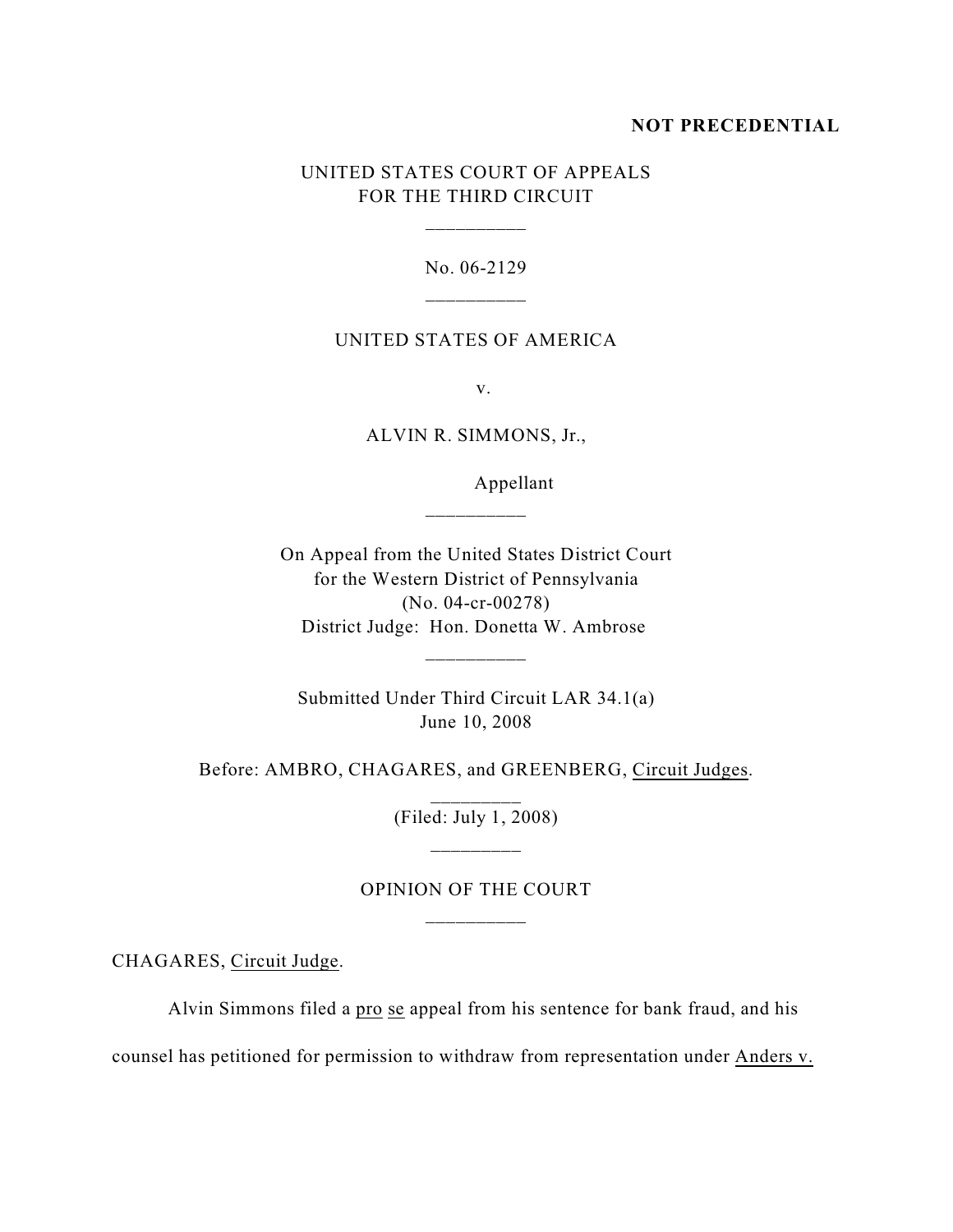**NOT PRECEDENTIAL**

UNITED STATES COURT OF APPEALS
FOR THE THIRD CIRCUIT

\_\_\_\_\_\_\_\_\_\_

No. 06-2129

\_\_\_\_\_\_\_\_\_\_

UNITED STATES OF AMERICA

v.

ALVIN R. SIMMONS, Jr.,

Appellant

\_\_\_\_\_\_\_\_\_\_

On Appeal from the United States District Court
for the Western District of Pennsylvania
(No. 04-cr-00278)
District Judge: Hon. Donetta W. Ambrose

\_\_\_\_\_\_\_\_\_\_

Submitted Under Third Circuit LAR 34.1(a)
June 10, 2008

Before: AMBRO, CHAGARES, and GREENBERG, Circuit Judges.

\_\_\_\_\_\_\_\_\_

(Filed: July 1, 2008)

\_\_\_\_\_\_\_\_\_

OPINION OF THE COURT

\_\_\_\_\_\_\_\_\_\_

CHAGARES, Circuit Judge.

Alvin Simmons filed a pro se appeal from his sentence for bank fraud, and his counsel has petitioned for permission to withdraw from representation under Anders v.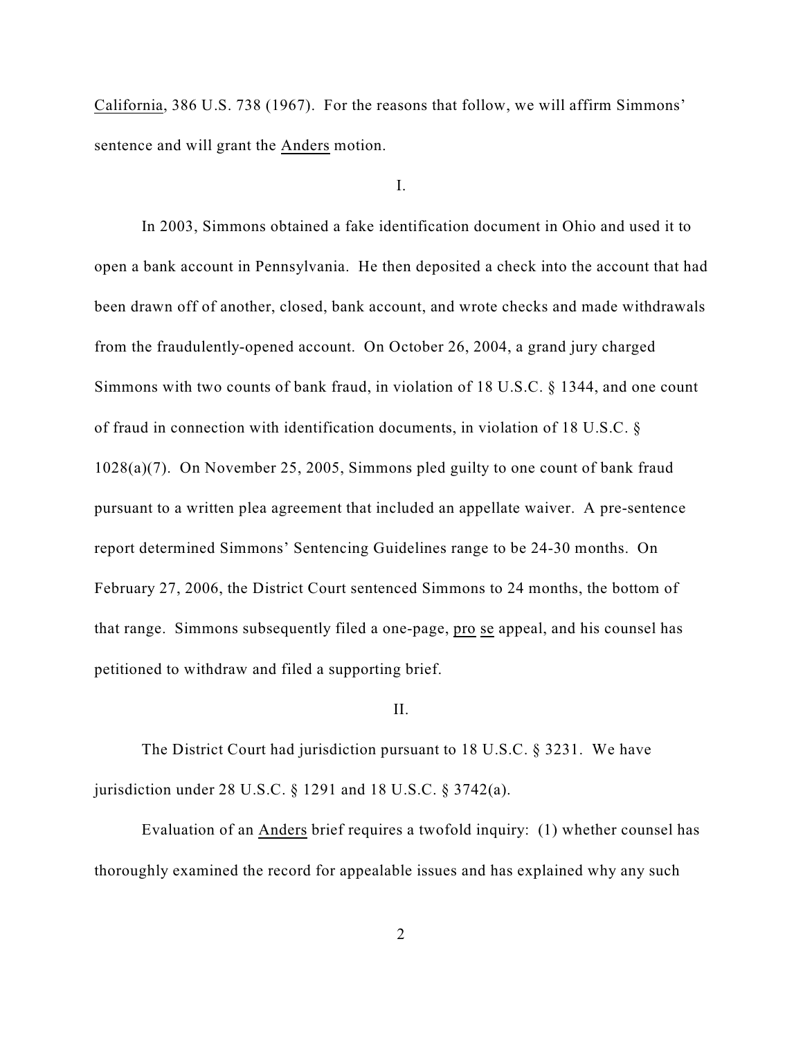California, 386 U.S. 738 (1967). For the reasons that follow, we will affirm Simmons' sentence and will grant the Anders motion.

I.

In 2003, Simmons obtained a fake identification document in Ohio and used it to open a bank account in Pennsylvania. He then deposited a check into the account that had been drawn off of another, closed, bank account, and wrote checks and made withdrawals from the fraudulently-opened account. On October 26, 2004, a grand jury charged Simmons with two counts of bank fraud, in violation of 18 U.S.C. § 1344, and one count of fraud in connection with identification documents, in violation of 18 U.S.C. § 1028(a)(7). On November 25, 2005, Simmons pled guilty to one count of bank fraud pursuant to a written plea agreement that included an appellate waiver. A pre-sentence report determined Simmons' Sentencing Guidelines range to be 24-30 months. On February 27, 2006, the District Court sentenced Simmons to 24 months, the bottom of that range. Simmons subsequently filed a one-page, pro se appeal, and his counsel has petitioned to withdraw and filed a supporting brief.

II.

The District Court had jurisdiction pursuant to 18 U.S.C. § 3231. We have jurisdiction under 28 U.S.C. § 1291 and 18 U.S.C. § 3742(a).

Evaluation of an Anders brief requires a twofold inquiry: (1) whether counsel has thoroughly examined the record for appealable issues and has explained why any such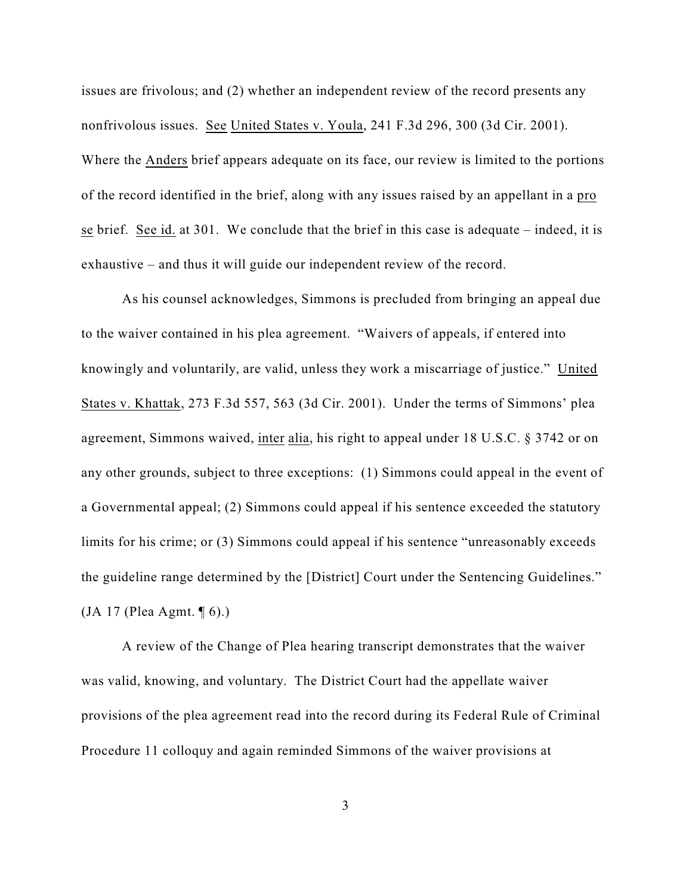issues are frivolous; and (2) whether an independent review of the record presents any nonfrivolous issues. See United States v. Youla, 241 F.3d 296, 300 (3d Cir. 2001). Where the Anders brief appears adequate on its face, our review is limited to the portions of the record identified in the brief, along with any issues raised by an appellant in a pro se brief. See id. at 301. We conclude that the brief in this case is adequate – indeed, it is exhaustive – and thus it will guide our independent review of the record.

As his counsel acknowledges, Simmons is precluded from bringing an appeal due to the waiver contained in his plea agreement. "Waivers of appeals, if entered into knowingly and voluntarily, are valid, unless they work a miscarriage of justice." United States v. Khattak, 273 F.3d 557, 563 (3d Cir. 2001). Under the terms of Simmons' plea agreement, Simmons waived, inter alia, his right to appeal under 18 U.S.C. § 3742 or on any other grounds, subject to three exceptions: (1) Simmons could appeal in the event of a Governmental appeal; (2) Simmons could appeal if his sentence exceeded the statutory limits for his crime; or (3) Simmons could appeal if his sentence "unreasonably exceeds the guideline range determined by the [District] Court under the Sentencing Guidelines." (JA 17 (Plea Agmt. ¶ 6).)

A review of the Change of Plea hearing transcript demonstrates that the waiver was valid, knowing, and voluntary. The District Court had the appellate waiver provisions of the plea agreement read into the record during its Federal Rule of Criminal Procedure 11 colloquy and again reminded Simmons of the waiver provisions at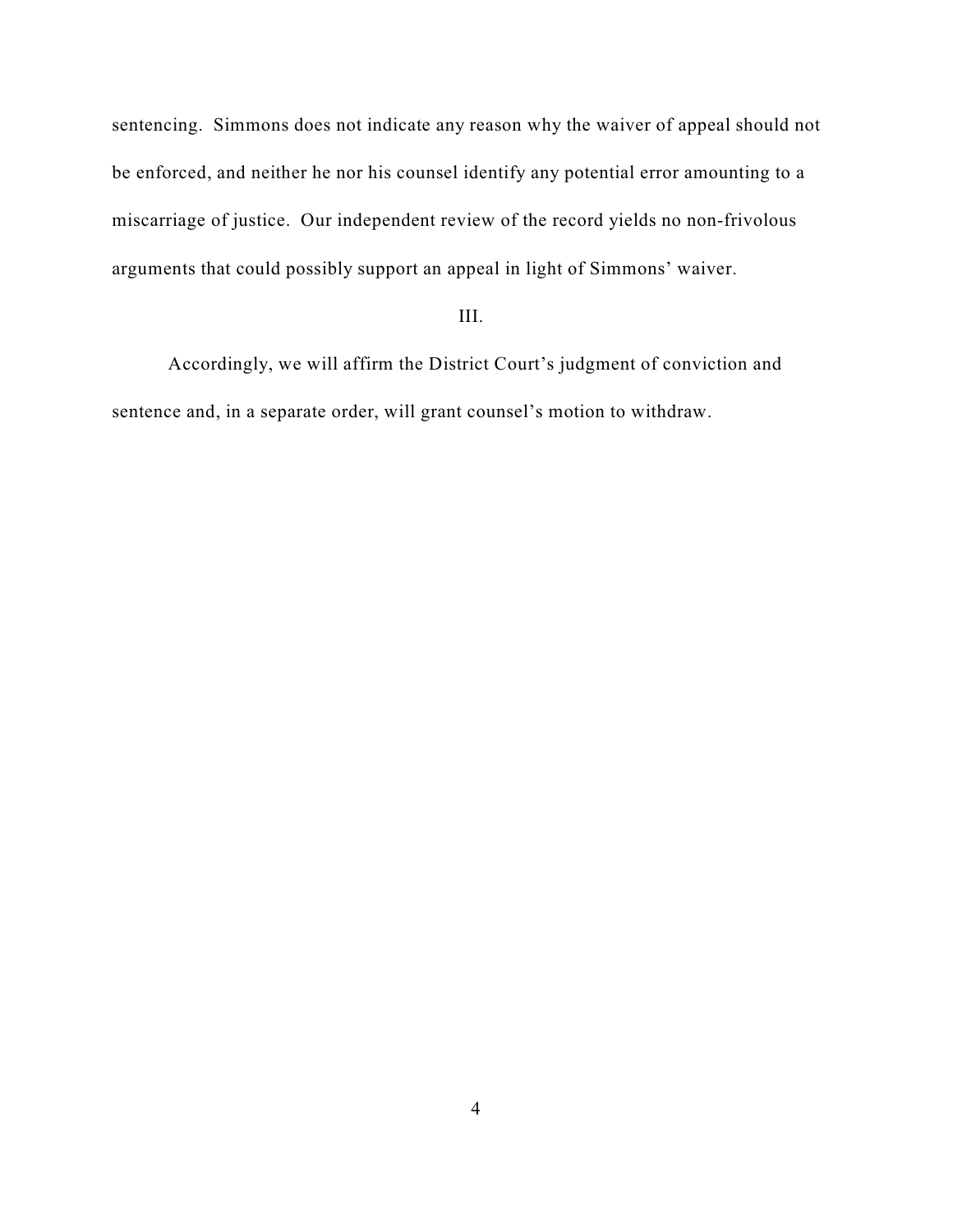sentencing. Simmons does not indicate any reason why the waiver of appeal should not be enforced, and neither he nor his counsel identify any potential error amounting to a miscarriage of justice. Our independent review of the record yields no non-frivolous arguments that could possibly support an appeal in light of Simmons' waiver.

III.

Accordingly, we will affirm the District Court's judgment of conviction and sentence and, in a separate order, will grant counsel's motion to withdraw.